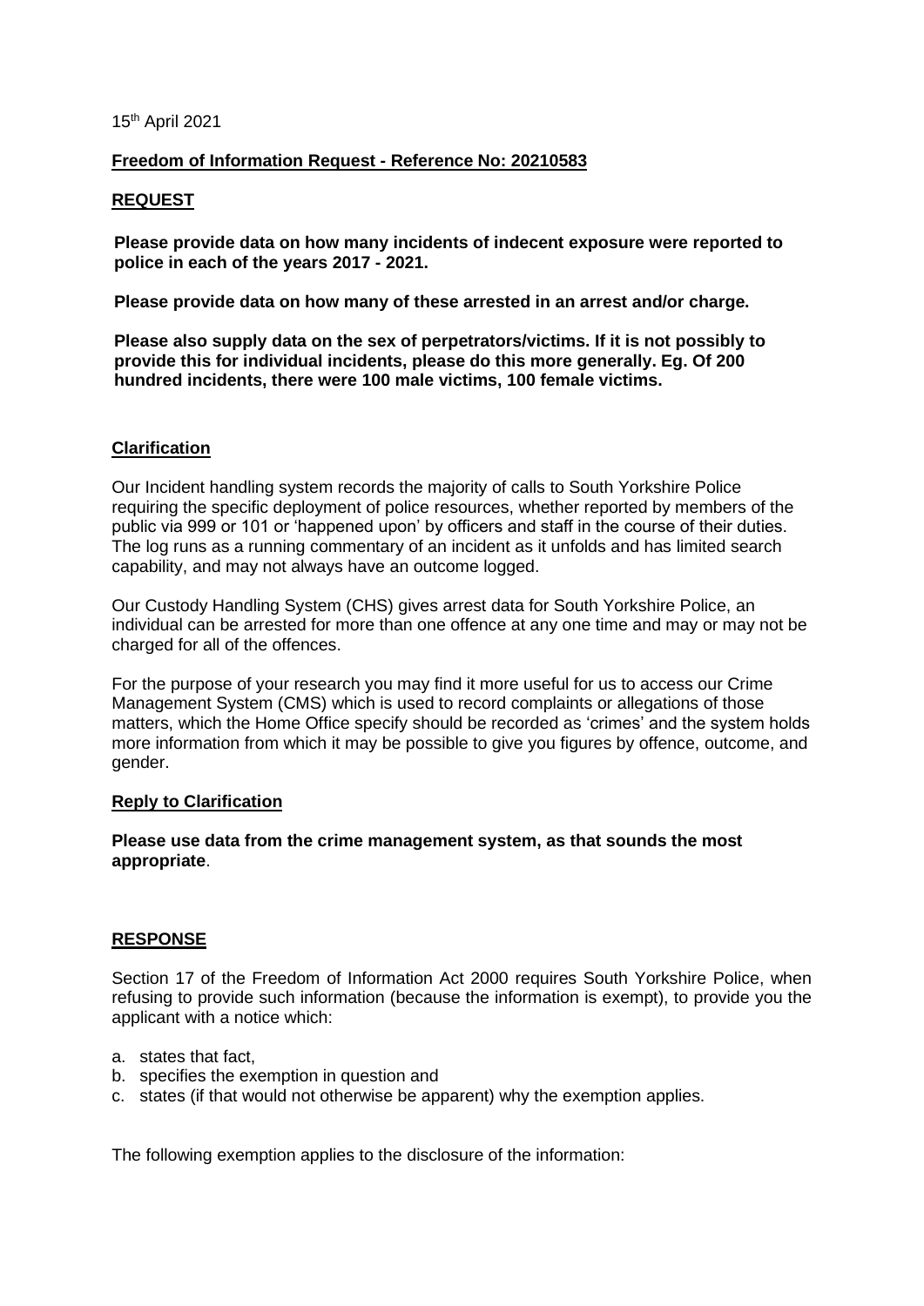15th April 2021

**Freedom of Information Request - Reference No: 20210583**

**REQUEST**

**Please provide data on how many incidents of indecent exposure were reported to police in each of the years 2017 - 2021.**

**Please provide data on how many of these arrested in an arrest and/or charge.**

**Please also supply data on the sex of perpetrators/victims. If it is not possibly to provide this for individual incidents, please do this more generally. Eg. Of 200 hundred incidents, there were 100 male victims, 100 female victims.**

**Clarification**

Our Incident handling system records the majority of calls to South Yorkshire Police requiring the specific deployment of police resources, whether reported by members of the public via 999 or 101 or 'happened upon' by officers and staff in the course of their duties. The log runs as a running commentary of an incident as it unfolds and has limited search capability, and may not always have an outcome logged.

Our Custody Handling System (CHS) gives arrest data for South Yorkshire Police, an individual can be arrested for more than one offence at any one time and may or may not be charged for all of the offences.

For the purpose of your research you may find it more useful for us to access our Crime Management System (CMS) which is used to record complaints or allegations of those matters, which the Home Office specify should be recorded as 'crimes' and the system holds more information from which it may be possible to give you figures by offence, outcome, and gender.

**Reply to Clarification**

**Please use data from the crime management system, as that sounds the most appropriate**.

**RESPONSE**

Section 17 of the Freedom of Information Act 2000 requires South Yorkshire Police, when refusing to provide such information (because the information is exempt), to provide you the applicant with a notice which:

a. states that fact,
b. specifies the exemption in question and
c. states (if that would not otherwise be apparent) why the exemption applies.

The following exemption applies to the disclosure of the information: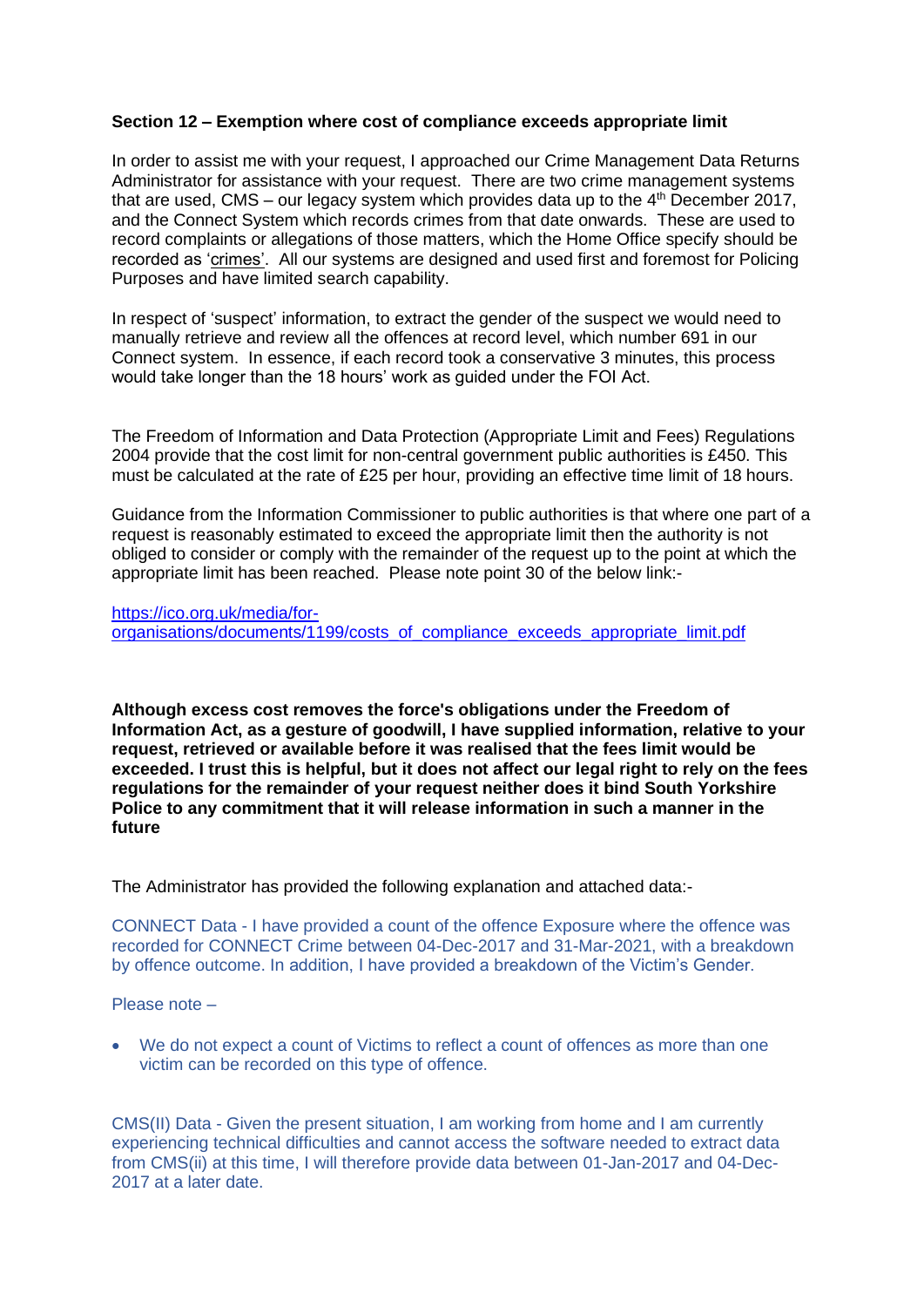**Section 12 – Exemption where cost of compliance exceeds appropriate limit**

In order to assist me with your request, I approached our Crime Management Data Returns Administrator for assistance with your request. There are two crime management systems that are used, CMS – our legacy system which provides data up to the 4th December 2017, and the Connect System which records crimes from that date onwards. These are used to record complaints or allegations of those matters, which the Home Office specify should be recorded as 'crimes'. All our systems are designed and used first and foremost for Policing Purposes and have limited search capability.

In respect of 'suspect' information, to extract the gender of the suspect we would need to manually retrieve and review all the offences at record level, which number 691 in our Connect system. In essence, if each record took a conservative 3 minutes, this process would take longer than the 18 hours' work as guided under the FOI Act.

The Freedom of Information and Data Protection (Appropriate Limit and Fees) Regulations 2004 provide that the cost limit for non-central government public authorities is £450. This must be calculated at the rate of £25 per hour, providing an effective time limit of 18 hours.

Guidance from the Information Commissioner to public authorities is that where one part of a request is reasonably estimated to exceed the appropriate limit then the authority is not obliged to consider or comply with the remainder of the request up to the point at which the appropriate limit has been reached. Please note point 30 of the below link:-

https://ico.org.uk/media/for-organisations/documents/1199/costs_of_compliance_exceeds_appropriate_limit.pdf

**Although excess cost removes the force's obligations under the Freedom of Information Act, as a gesture of goodwill, I have supplied information, relative to your request, retrieved or available before it was realised that the fees limit would be exceeded. I trust this is helpful, but it does not affect our legal right to rely on the fees regulations for the remainder of your request neither does it bind South Yorkshire Police to any commitment that it will release information in such a manner in the future**

The Administrator has provided the following explanation and attached data:-

CONNECT Data - I have provided a count of the offence Exposure where the offence was recorded for CONNECT Crime between 04-Dec-2017 and 31-Mar-2021, with a breakdown by offence outcome. In addition, I have provided a breakdown of the Victim's Gender.

Please note –

- We do not expect a count of Victims to reflect a count of offences as more than one victim can be recorded on this type of offence.

CMS(II) Data - Given the present situation, I am working from home and I am currently experiencing technical difficulties and cannot access the software needed to extract data from CMS(ii) at this time, I will therefore provide data between 01-Jan-2017 and 04-Dec-2017 at a later date.